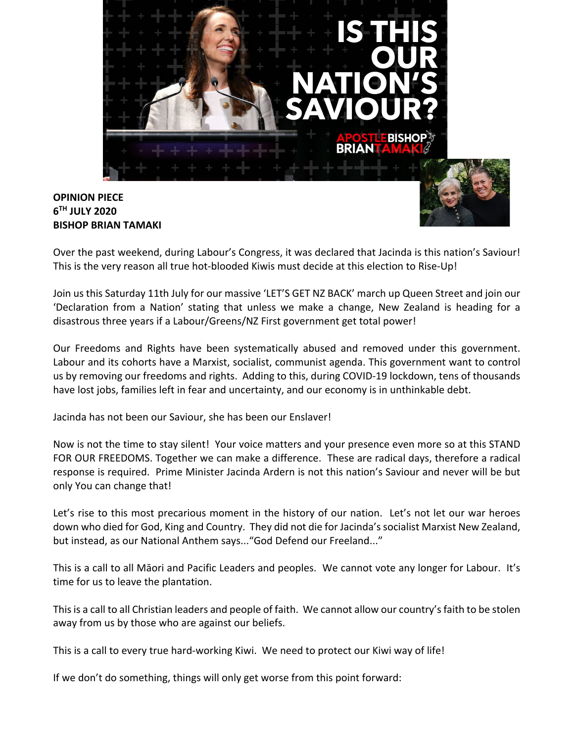**OPINION PIECE**
**6TH JULY 2020**
**BISHOP BRIAN TAMAKI**

Over the past weekend, during Labour's Congress, it was declared that Jacinda is this nation's Saviour! This is the very reason all true hot-blooded Kiwis must decide at this election to Rise-Up!

Join us this Saturday 11th July for our massive 'LET'S GET NZ BACK' march up Queen Street and join our 'Declaration from a Nation' stating that unless we make a change, New Zealand is heading for a disastrous three years if a Labour/Greens/NZ First government get total power!

Our Freedoms and Rights have been systematically abused and removed under this government. Labour and its cohorts have a Marxist, socialist, communist agenda. This government want to control us by removing our freedoms and rights. Adding to this, during COVID-19 lockdown, tens of thousands have lost jobs, families left in fear and uncertainty, and our economy is in unthinkable debt.

Jacinda has not been our Saviour, she has been our Enslaver!

Now is not the time to stay silent! Your voice matters and your presence even more so at this STAND FOR OUR FREEDOMS. Together we can make a difference. These are radical days, therefore a radical response is required. Prime Minister Jacinda Ardern is not this nation's Saviour and never will be but only You can change that!

Let's rise to this most precarious moment in the history of our nation. Let's not let our war heroes down who died for God, King and Country. They did not die for Jacinda's socialist Marxist New Zealand, but instead, as our National Anthem says..."God Defend our Freeland..."

This is a call to all Māori and Pacific Leaders and peoples. We cannot vote any longer for Labour. It's time for us to leave the plantation.

This is a call to all Christian leaders and people of faith. We cannot allow our country's faith to be stolen away from us by those who are against our beliefs.

This is a call to every true hard-working Kiwi. We need to protect our Kiwi way of life!

If we don't do something, things will only get worse from this point forward: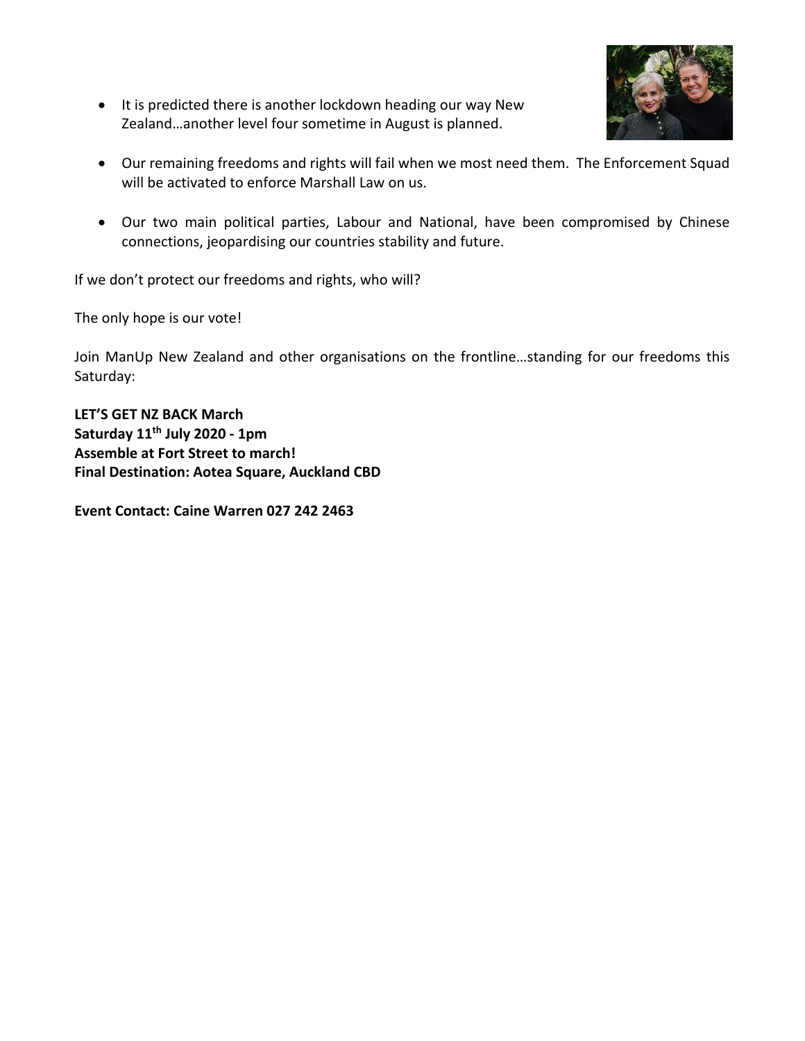- It is predicted there is another lockdown heading our way New Zealand…another level four sometime in August is planned.

- Our remaining freedoms and rights will fail when we most need them. The Enforcement Squad will be activated to enforce Marshall Law on us.

- Our two main political parties, Labour and National, have been compromised by Chinese connections, jeopardising our countries stability and future.

If we don't protect our freedoms and rights, who will?

The only hope is our vote!

Join ManUp New Zealand and other organisations on the frontline…standing for our freedoms this Saturday:

**LET'S GET NZ BACK March**
**Saturday 11th July 2020 - 1pm**
**Assemble at Fort Street to march!**
**Final Destination: Aotea Square, Auckland CBD**

**Event Contact: Caine Warren 027 242 2463**